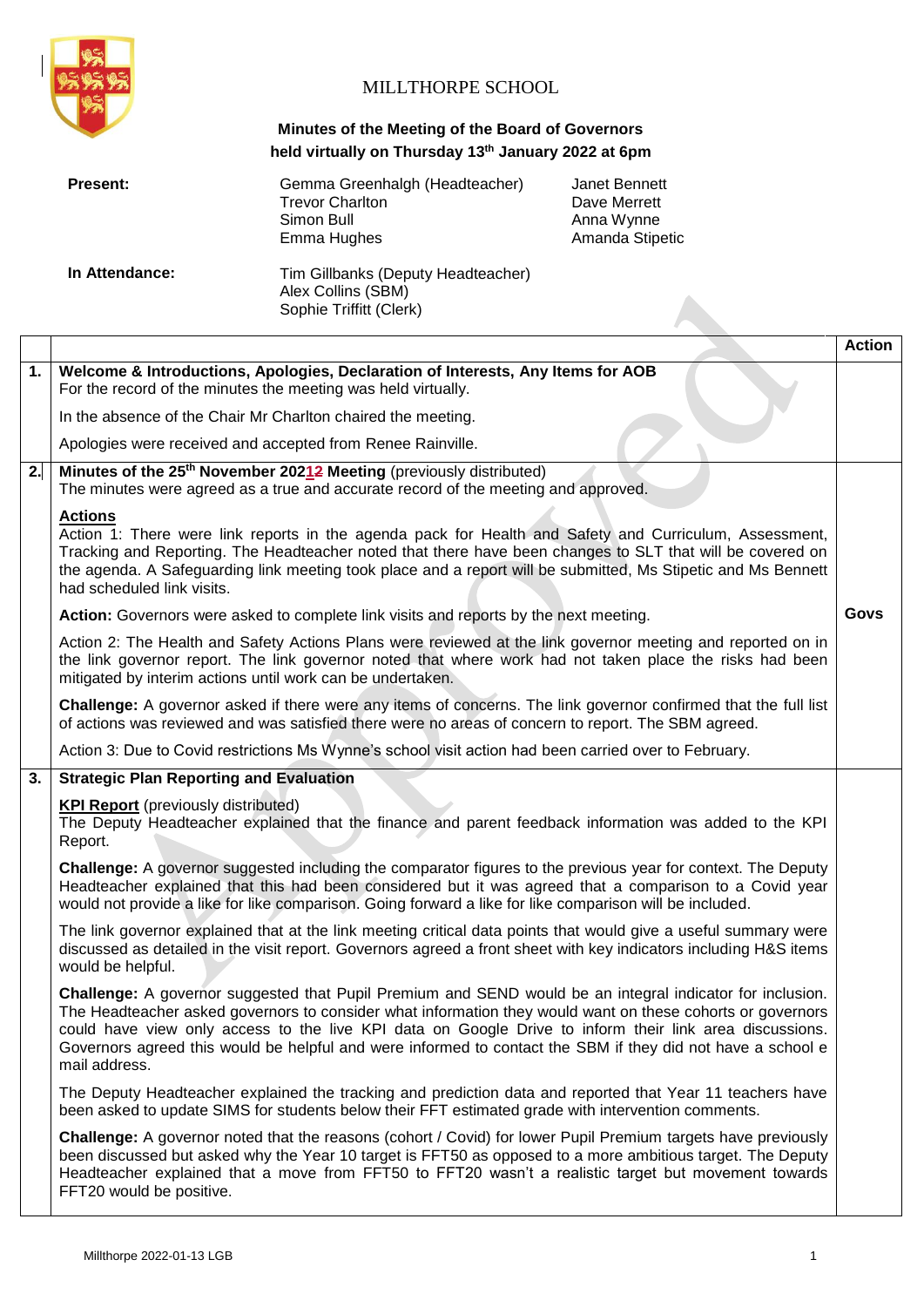# MILLTHORPE SCHOOL

**Minutes of the Meeting of the Board of Governors held virtually on Thursday 13th January 2022 at 6pm**

| | | |
|---|---|---|
| **Present:** | Gemma Greenhalgh (Headteacher) | Janet Bennett |
| | Trevor Charlton | Dave Merrett |
| | Simon Bull | Anna Wynne |
| | Emma Hughes | Amanda Stipetic |
| **In Attendance:** | Tim Gillbanks (Deputy Headteacher) | |
| | Alex Collins (SBM) | |
| | Sophie Triffitt (Clerk) | |

| | | Action |
|---|---|---|
| **1.** | **Welcome & Introductions, Apologies, Declaration of Interests, Any Items for AOB**<br>For the record of the minutes the meeting was held virtually.<br><br>In the absence of the Chair Mr Charlton chaired the meeting.<br><br>Apologies were received and accepted from Renee Rainville. | |
| **2.** | **Minutes of the 25th November 20212 Meeting** (previously distributed)<br>The minutes were agreed as a true and accurate record of the meeting and approved.<br><br>**Actions**<br>Action 1: There were link reports in the agenda pack for Health and Safety and Curriculum, Assessment, Tracking and Reporting. The Headteacher noted that there have been changes to SLT that will be covered on the agenda. A Safeguarding link meeting took place and a report will be submitted, Ms Stipetic and Ms Bennett had scheduled link visits. | |
| | **Action:** Governors were asked to complete link visits and reports by the next meeting. | **Govs** |
| | Action 2: The Health and Safety Actions Plans were reviewed at the link governor meeting and reported on in the link governor report. The link governor noted that where work had not taken place the risks had been mitigated by interim actions until work can be undertaken.<br><br>**Challenge:** A governor asked if there were any items of concerns. The link governor confirmed that the full list of actions was reviewed and was satisfied there were no areas of concern to report. The SBM agreed.<br><br>Action 3: Due to Covid restrictions Ms Wynne's school visit action had been carried over to February. | |
| **3.** | **Strategic Plan Reporting and Evaluation**<br><br>**KPI Report** (previously distributed)<br>The Deputy Headteacher explained that the finance and parent feedback information was added to the KPI Report.<br><br>**Challenge:** A governor suggested including the comparator figures to the previous year for context. The Deputy Headteacher explained that this had been considered but it was agreed that a comparison to a Covid year would not provide a like for like comparison. Going forward a like for like comparison will be included.<br><br>The link governor explained that at the link meeting critical data points that would give a useful summary were discussed as detailed in the visit report. Governors agreed a front sheet with key indicators including H&S items would be helpful.<br><br>**Challenge:** A governor suggested that Pupil Premium and SEND would be an integral indicator for inclusion. The Headteacher asked governors to consider what information they would want on these cohorts or governors could have view only access to the live KPI data on Google Drive to inform their link area discussions. Governors agreed this would be helpful and were informed to contact the SBM if they did not have a school e mail address.<br><br>The Deputy Headteacher explained the tracking and prediction data and reported that Year 11 teachers have been asked to update SIMS for students below their FFT estimated grade with intervention comments.<br><br>**Challenge:** A governor noted that the reasons (cohort / Covid) for lower Pupil Premium targets have previously been discussed but asked why the Year 10 target is FFT50 as opposed to a more ambitious target. The Deputy Headteacher explained that a move from FFT50 to FFT20 wasn't a realistic target but movement towards FFT20 would be positive. | |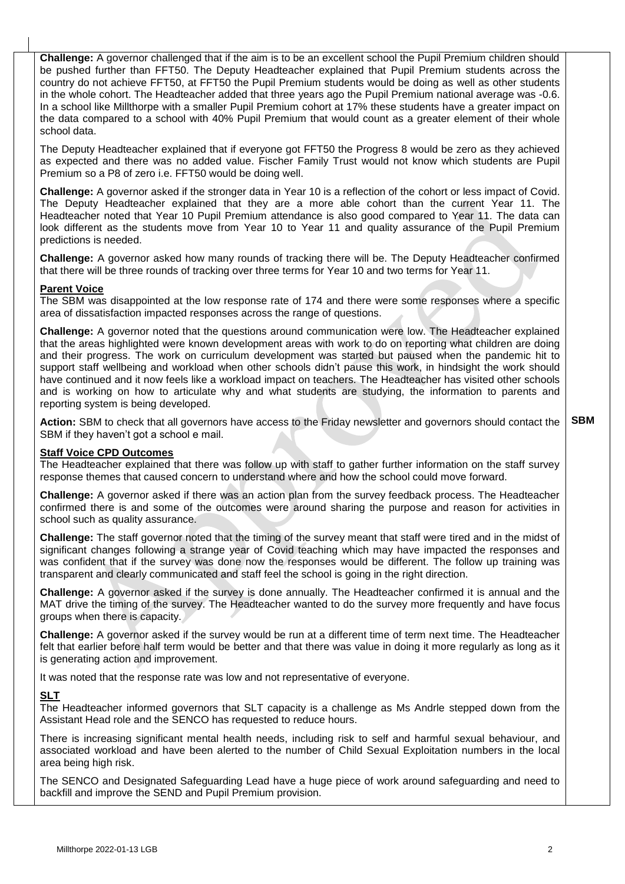**Challenge:** A governor challenged that if the aim is to be an excellent school the Pupil Premium children should be pushed further than FFT50. The Deputy Headteacher explained that Pupil Premium students across the country do not achieve FFT50, at FFT50 the Pupil Premium students would be doing as well as other students in the whole cohort. The Headteacher added that three years ago the Pupil Premium national average was -0.6. In a school like Millthorpe with a smaller Pupil Premium cohort at 17% these students have a greater impact on the data compared to a school with 40% Pupil Premium that would count as a greater element of their whole school data.

The Deputy Headteacher explained that if everyone got FFT50 the Progress 8 would be zero as they achieved as expected and there was no added value. Fischer Family Trust would not know which students are Pupil Premium so a P8 of zero i.e. FFT50 would be doing well.

**Challenge:** A governor asked if the stronger data in Year 10 is a reflection of the cohort or less impact of Covid. The Deputy Headteacher explained that they are a more able cohort than the current Year 11. The Headteacher noted that Year 10 Pupil Premium attendance is also good compared to Year 11. The data can look different as the students move from Year 10 to Year 11 and quality assurance of the Pupil Premium predictions is needed.

**Challenge:** A governor asked how many rounds of tracking there will be. The Deputy Headteacher confirmed that there will be three rounds of tracking over three terms for Year 10 and two terms for Year 11.

**Parent Voice**

The SBM was disappointed at the low response rate of 174 and there were some responses where a specific area of dissatisfaction impacted responses across the range of questions.

**Challenge:** A governor noted that the questions around communication were low. The Headteacher explained that the areas highlighted were known development areas with work to do on reporting what children are doing and their progress. The work on curriculum development was started but paused when the pandemic hit to support staff wellbeing and workload when other schools didn't pause this work, in hindsight the work should have continued and it now feels like a workload impact on teachers. The Headteacher has visited other schools and is working on how to articulate why and what students are studying, the information to parents and reporting system is being developed.

**Action:** SBM to check that all governors have access to the Friday newsletter and governors should contact the SBM if they haven't got a school e mail. — **SBM**

**Staff Voice CPD Outcomes**

The Headteacher explained that there was follow up with staff to gather further information on the staff survey response themes that caused concern to understand where and how the school could move forward.

**Challenge:** A governor asked if there was an action plan from the survey feedback process. The Headteacher confirmed there is and some of the outcomes were around sharing the purpose and reason for activities in school such as quality assurance.

**Challenge:** The staff governor noted that the timing of the survey meant that staff were tired and in the midst of significant changes following a strange year of Covid teaching which may have impacted the responses and was confident that if the survey was done now the responses would be different. The follow up training was transparent and clearly communicated and staff feel the school is going in the right direction.

**Challenge:** A governor asked if the survey is done annually. The Headteacher confirmed it is annual and the MAT drive the timing of the survey. The Headteacher wanted to do the survey more frequently and have focus groups when there is capacity.

**Challenge:** A governor asked if the survey would be run at a different time of term next time. The Headteacher felt that earlier before half term would be better and that there was value in doing it more regularly as long as it is generating action and improvement.

It was noted that the response rate was low and not representative of everyone.

**SLT**

The Headteacher informed governors that SLT capacity is a challenge as Ms Andrle stepped down from the Assistant Head role and the SENCO has requested to reduce hours.

There is increasing significant mental health needs, including risk to self and harmful sexual behaviour, and associated workload and have been alerted to the number of Child Sexual Exploitation numbers in the local area being high risk.

The SENCO and Designated Safeguarding Lead have a huge piece of work around safeguarding and need to backfill and improve the SEND and Pupil Premium provision.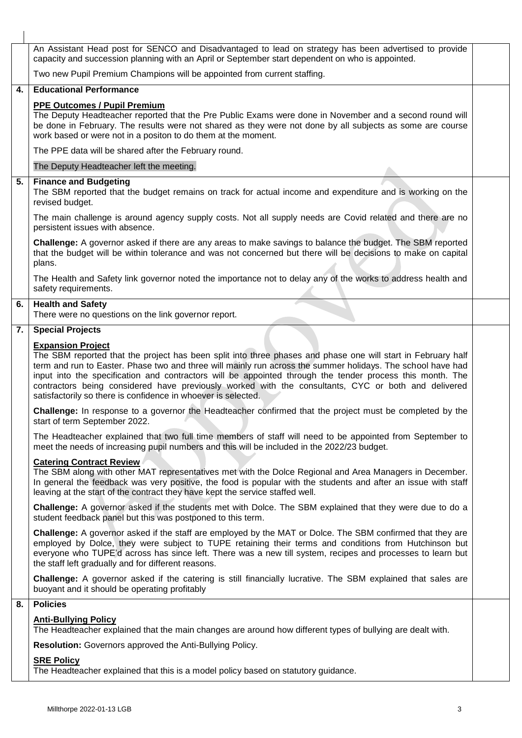An Assistant Head post for SENCO and Disadvantaged to lead on strategy has been advertised to provide capacity and succession planning with an April or September start dependent on who is appointed.

Two new Pupil Premium Champions will be appointed from current staffing.

## 4. Educational Performance

**PPE Outcomes / Pupil Premium**

The Deputy Headteacher reported that the Pre Public Exams were done in November and a second round will be done in February. The results were not shared as they were not done by all subjects as some are course work based or were not in a positon to do them at the moment.

The PPE data will be shared after the February round.

The Deputy Headteacher left the meeting.

## 5. Finance and Budgeting

The SBM reported that the budget remains on track for actual income and expenditure and is working on the revised budget.

The main challenge is around agency supply costs. Not all supply needs are Covid related and there are no persistent issues with absence.

**Challenge:** A governor asked if there are any areas to make savings to balance the budget. The SBM reported that the budget will be within tolerance and was not concerned but there will be decisions to make on capital plans.

The Health and Safety link governor noted the importance not to delay any of the works to address health and safety requirements.

## 6. Health and Safety

There were no questions on the link governor report.

## 7. Special Projects

**Expansion Project**

The SBM reported that the project has been split into three phases and phase one will start in February half term and run to Easter. Phase two and three will mainly run across the summer holidays. The school have had input into the specification and contractors will be appointed through the tender process this month. The contractors being considered have previously worked with the consultants, CYC or both and delivered satisfactorily so there is confidence in whoever is selected.

**Challenge:** In response to a governor the Headteacher confirmed that the project must be completed by the start of term September 2022.

The Headteacher explained that two full time members of staff will need to be appointed from September to meet the needs of increasing pupil numbers and this will be included in the 2022/23 budget.

**Catering Contract Review**

The SBM along with other MAT representatives met with the Dolce Regional and Area Managers in December. In general the feedback was very positive, the food is popular with the students and after an issue with staff leaving at the start of the contract they have kept the service staffed well.

**Challenge:** A governor asked if the students met with Dolce. The SBM explained that they were due to do a student feedback panel but this was postponed to this term.

**Challenge:** A governor asked if the staff are employed by the MAT or Dolce. The SBM confirmed that they are employed by Dolce, they were subject to TUPE retaining their terms and conditions from Hutchinson but everyone who TUPE'd across has since left. There was a new till system, recipes and processes to learn but the staff left gradually and for different reasons.

**Challenge:** A governor asked if the catering is still financially lucrative. The SBM explained that sales are buoyant and it should be operating profitably

## 8. Policies

**Anti-Bullying Policy**

The Headteacher explained that the main changes are around how different types of bullying are dealt with.

**Resolution:** Governors approved the Anti-Bullying Policy.

**SRE Policy**

The Headteacher explained that this is a model policy based on statutory guidance.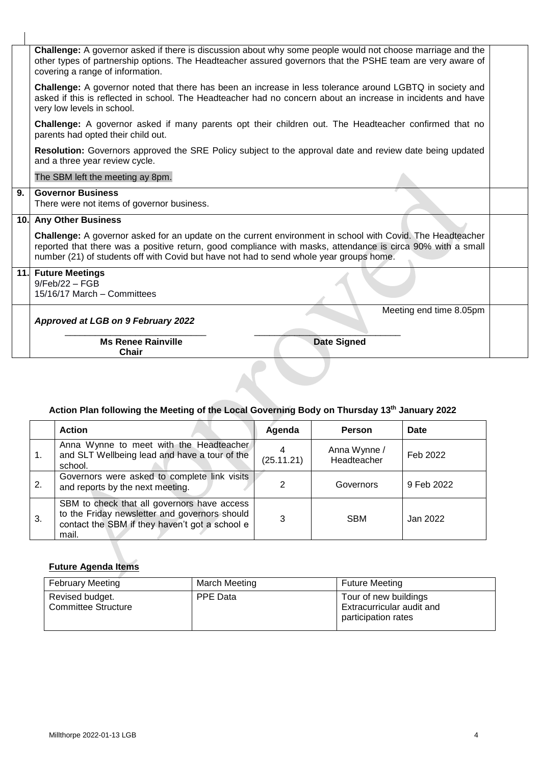**Challenge:** A governor asked if there is discussion about why some people would not choose marriage and the other types of partnership options. The Headteacher assured governors that the PSHE team are very aware of covering a range of information.

**Challenge:** A governor noted that there has been an increase in less tolerance around LGBTQ in society and asked if this is reflected in school. The Headteacher had no concern about an increase in incidents and have very low levels in school.

**Challenge:** A governor asked if many parents opt their children out. The Headteacher confirmed that no parents had opted their child out.

**Resolution:** Governors approved the SRE Policy subject to the approval date and review date being updated and a three year review cycle.

The SBM left the meeting ay 8pm.

**9. Governor Business**

There were not items of governor business.

**10. Any Other Business**

**Challenge:** A governor asked for an update on the current environment in school with Covid. The Headteacher reported that there was a positive return, good compliance with masks, attendance is circa 90% with a small number (21) of students off with Covid but have not had to send whole year groups home.

**11. Future Meetings**

9/Feb/22 – FGB
15/16/17 March – Committees

Meeting end time 8.05pm

***Approved at LGB on 9 February 2022***

\_\_\_\_\_\_\_\_\_\_\_\_\_\_\_\_\_\_\_\_\_\_\_\_\_\_\_\_ \_\_\_\_\_\_\_\_\_\_\_\_\_\_\_\_\_\_\_\_\_\_\_\_\_\_\_\_

**Ms Renee Rainville** **Date Signed**
**Chair**

### Action Plan following the Meeting of the Local Governing Body on Thursday 13th January 2022

| | Action | Agenda | Person | Date |
|---|---|---|---|---|
| 1. | Anna Wynne to meet with the Headteacher and SLT Wellbeing lead and have a tour of the school. | 4 (25.11.21) | Anna Wynne / Headteacher | Feb 2022 |
| 2. | Governors were asked to complete link visits and reports by the next meeting. | 2 | Governors | 9 Feb 2022 |
| 3. | SBM to check that all governors have access to the Friday newsletter and governors should contact the SBM if they haven't got a school e mail. | 3 | SBM | Jan 2022 |

**Future Agenda Items**

| February Meeting | March Meeting | Future Meeting |
|---|---|---|
| Revised budget.<br>Committee Structure | PPE Data | Tour of new buildings<br>Extracurricular audit and participation rates |